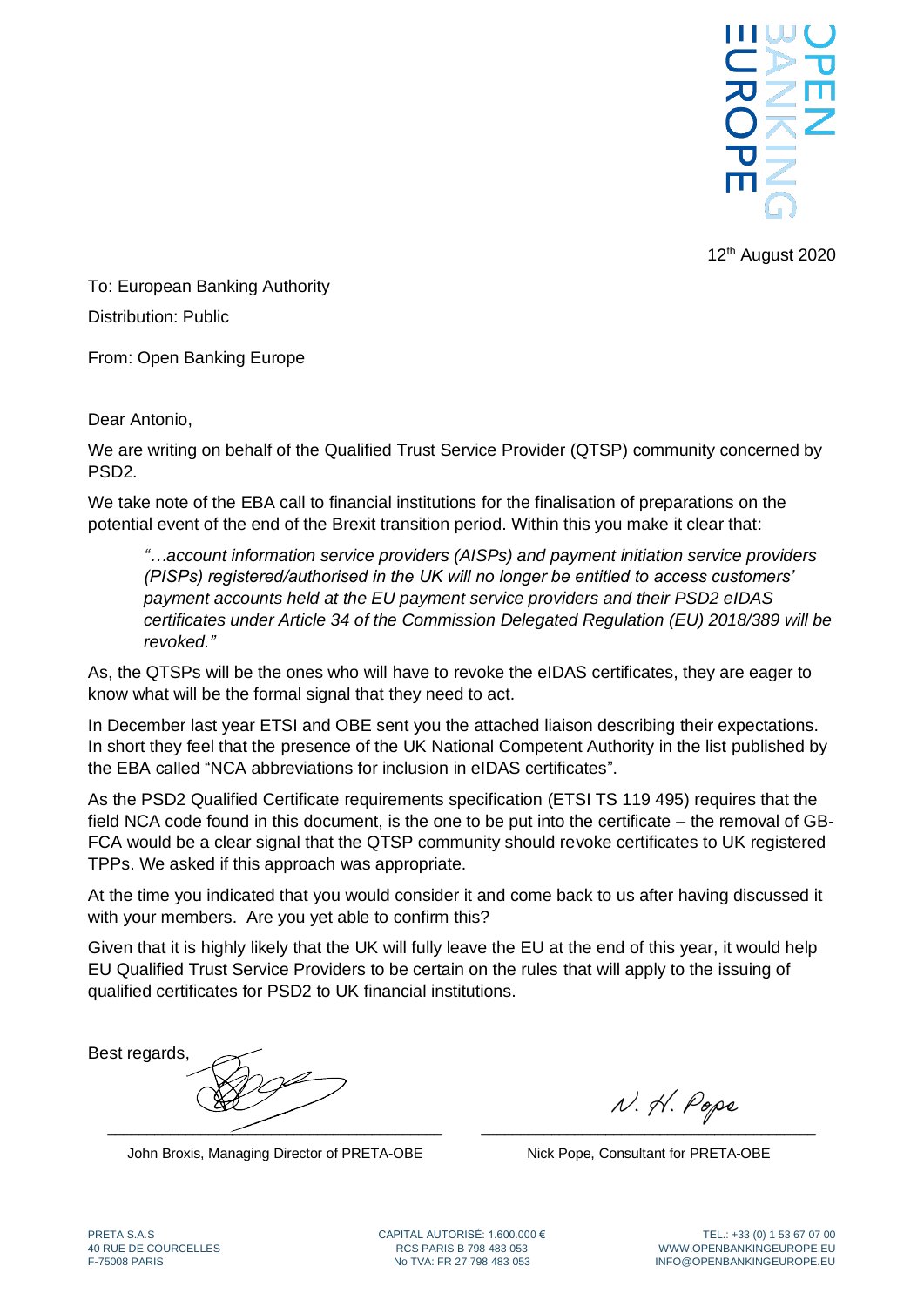OPEN BANKING EUROPE

12th August 2020

To: European Banking Authority

Distribution: Public

From: Open Banking Europe

Dear Antonio,

We are writing on behalf of the Qualified Trust Service Provider (QTSP) community concerned by PSD2.

We take note of the EBA call to financial institutions for the finalisation of preparations on the potential event of the end of the Brexit transition period. Within this you make it clear that:

> *"…account information service providers (AISPs) and payment initiation service providers (PISPs) registered/authorised in the UK will no longer be entitled to access customers' payment accounts held at the EU payment service providers and their PSD2 eIDAS certificates under Article 34 of the Commission Delegated Regulation (EU) 2018/389 will be revoked."*

As, the QTSPs will be the ones who will have to revoke the eIDAS certificates, they are eager to know what will be the formal signal that they need to act.

In December last year ETSI and OBE sent you the attached liaison describing their expectations. In short they feel that the presence of the UK National Competent Authority in the list published by the EBA called "NCA abbreviations for inclusion in eIDAS certificates".

As the PSD2 Qualified Certificate requirements specification (ETSI TS 119 495) requires that the field NCA code found in this document, is the one to be put into the certificate – the removal of GB-FCA would be a clear signal that the QTSP community should revoke certificates to UK registered TPPs. We asked if this approach was appropriate.

At the time you indicated that you would consider it and come back to us after having discussed it with your members. Are you yet able to confirm this?

Given that it is highly likely that the UK will fully leave the EU at the end of this year, it would help EU Qualified Trust Service Providers to be certain on the rules that will apply to the issuing of qualified certificates for PSD2 to UK financial institutions.

Best regards,

John Broxis, Managing Director of PRETA-OBE

N. H. Pope

Nick Pope, Consultant for PRETA-OBE

PRETA S.A.S
40 RUE DE COURCELLES
F-75008 PARIS

CAPITAL AUTORISÉ: 1.600.000 €
RCS PARIS B 798 483 053
No TVA: FR 27 798 483 053

TEL.: +33 (0) 1 53 67 07 00
WWW.OPENBANKINGEUROPE.EU
INFO@OPENBANKINGEUROPE.EU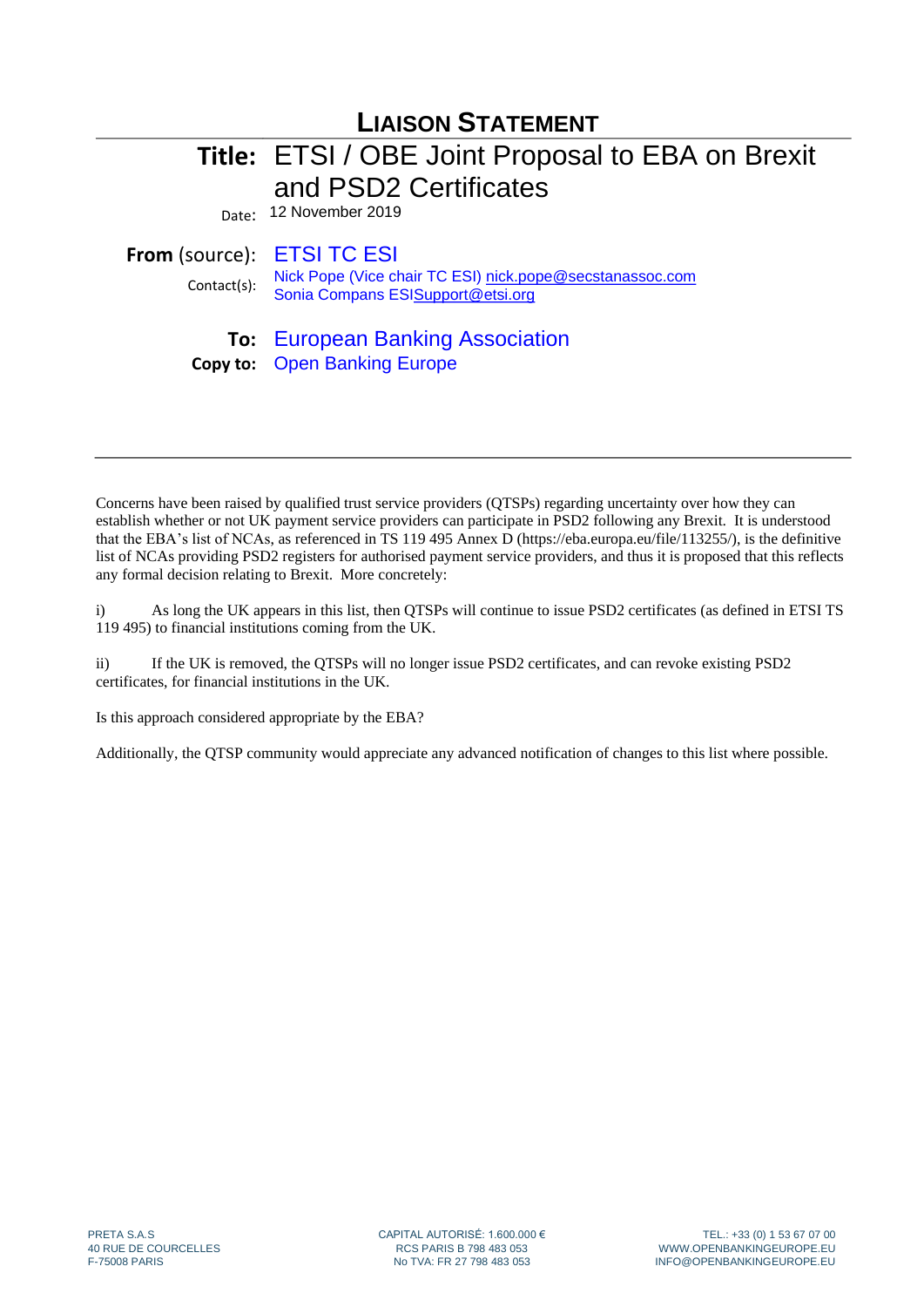# LIAISON STATEMENT

**Title:** ETSI / OBE Joint Proposal to EBA on Brexit and PSD2 Certificates

Date: 12 November 2019

**From** (source): ETSI TC ESI

Contact(s): Nick Pope (Vice chair TC ESI) nick.pope@secstanassoc.com
Sonia Compans ESISupport@etsi.org

**To:** European Banking Association

**Copy to:** Open Banking Europe

---

Concerns have been raised by qualified trust service providers (QTSPs) regarding uncertainty over how they can establish whether or not UK payment service providers can participate in PSD2 following any Brexit. It is understood that the EBA's list of NCAs, as referenced in TS 119 495 Annex D (https://eba.europa.eu/file/113255/), is the definitive list of NCAs providing PSD2 registers for authorised payment service providers, and thus it is proposed that this reflects any formal decision relating to Brexit. More concretely:

i) As long the UK appears in this list, then QTSPs will continue to issue PSD2 certificates (as defined in ETSI TS 119 495) to financial institutions coming from the UK.

ii) If the UK is removed, the QTSPs will no longer issue PSD2 certificates, and can revoke existing PSD2 certificates, for financial institutions in the UK.

Is this approach considered appropriate by the EBA?

Additionally, the QTSP community would appreciate any advanced notification of changes to this list where possible.